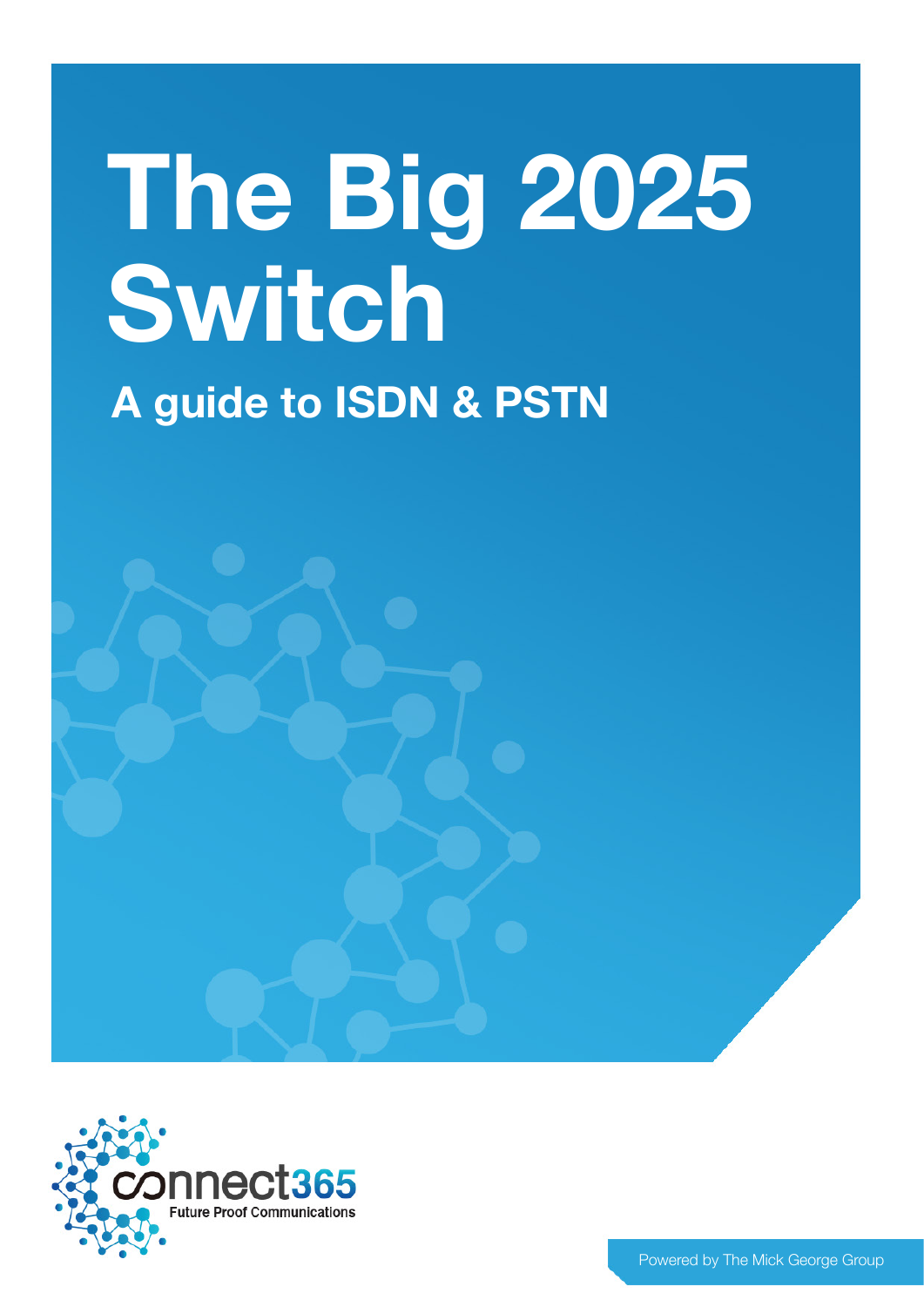# The Big 2025 Switch

## A guide to ISDN & PSTN

connect365

Future Proof Communications

Powered by The Mick George Group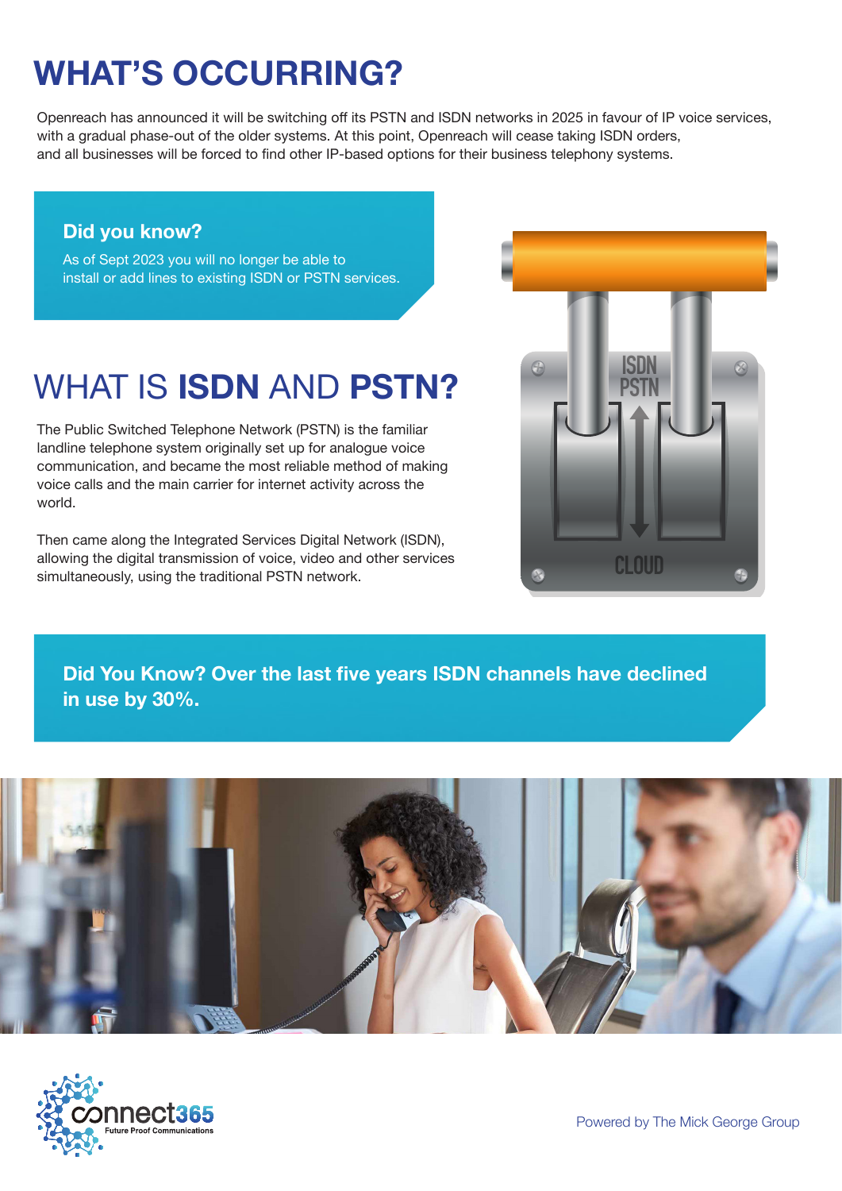# WHAT'S OCCURRING?

Openreach has announced it will be switching off its PSTN and ISDN networks in 2025 in favour of IP voice services, with a gradual phase-out of the older systems. At this point, Openreach will cease taking ISDN orders, and all businesses will be forced to find other IP-based options for their business telephony systems.

**Did you know?**

As of Sept 2023 you will no longer be able to install or add lines to existing ISDN or PSTN services.

## WHAT IS **ISDN** AND **PSTN?**

The Public Switched Telephone Network (PSTN) is the familiar landline telephone system originally set up for analogue voice communication, and became the most reliable method of making voice calls and the main carrier for internet activity across the world.

Then came along the Integrated Services Digital Network (ISDN), allowing the digital transmission of voice, video and other services simultaneously, using the traditional PSTN network.

**Did You Know? Over the last five years ISDN channels have declined in use by 30%.**

Powered by The Mick George Group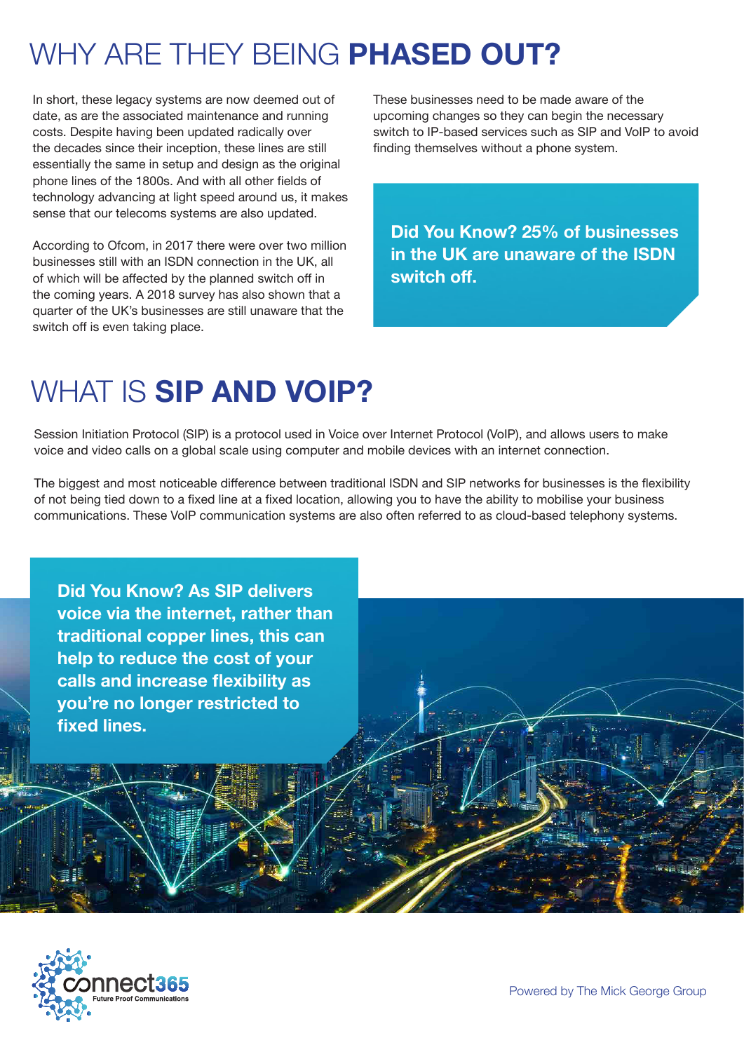# WHY ARE THEY BEING **PHASED OUT?**

In short, these legacy systems are now deemed out of date, as are the associated maintenance and running costs. Despite having been updated radically over the decades since their inception, these lines are still essentially the same in setup and design as the original phone lines of the 1800s. And with all other fields of technology advancing at light speed around us, it makes sense that our telecoms systems are also updated.

According to Ofcom, in 2017 there were over two million businesses still with an ISDN connection in the UK, all of which will be affected by the planned switch off in the coming years. A 2018 survey has also shown that a quarter of the UK's businesses are still unaware that the switch off is even taking place.

These businesses need to be made aware of the upcoming changes so they can begin the necessary switch to IP-based services such as SIP and VoIP to avoid finding themselves without a phone system.

**Did You Know? 25% of businesses in the UK are unaware of the ISDN switch off.**

# WHAT IS **SIP AND VOIP?**

Session Initiation Protocol (SIP) is a protocol used in Voice over Internet Protocol (VoIP), and allows users to make voice and video calls on a global scale using computer and mobile devices with an internet connection.

The biggest and most noticeable difference between traditional ISDN and SIP networks for businesses is the flexibility of not being tied down to a fixed line at a fixed location, allowing you to have the ability to mobilise your business communications. These VoIP communication systems are also often referred to as cloud-based telephony systems.

**Did You Know? As SIP delivers voice via the internet, rather than traditional copper lines, this can help to reduce the cost of your calls and increase flexibility as you're no longer restricted to fixed lines.**

connect365 Future Proof Communications

Powered by The Mick George Group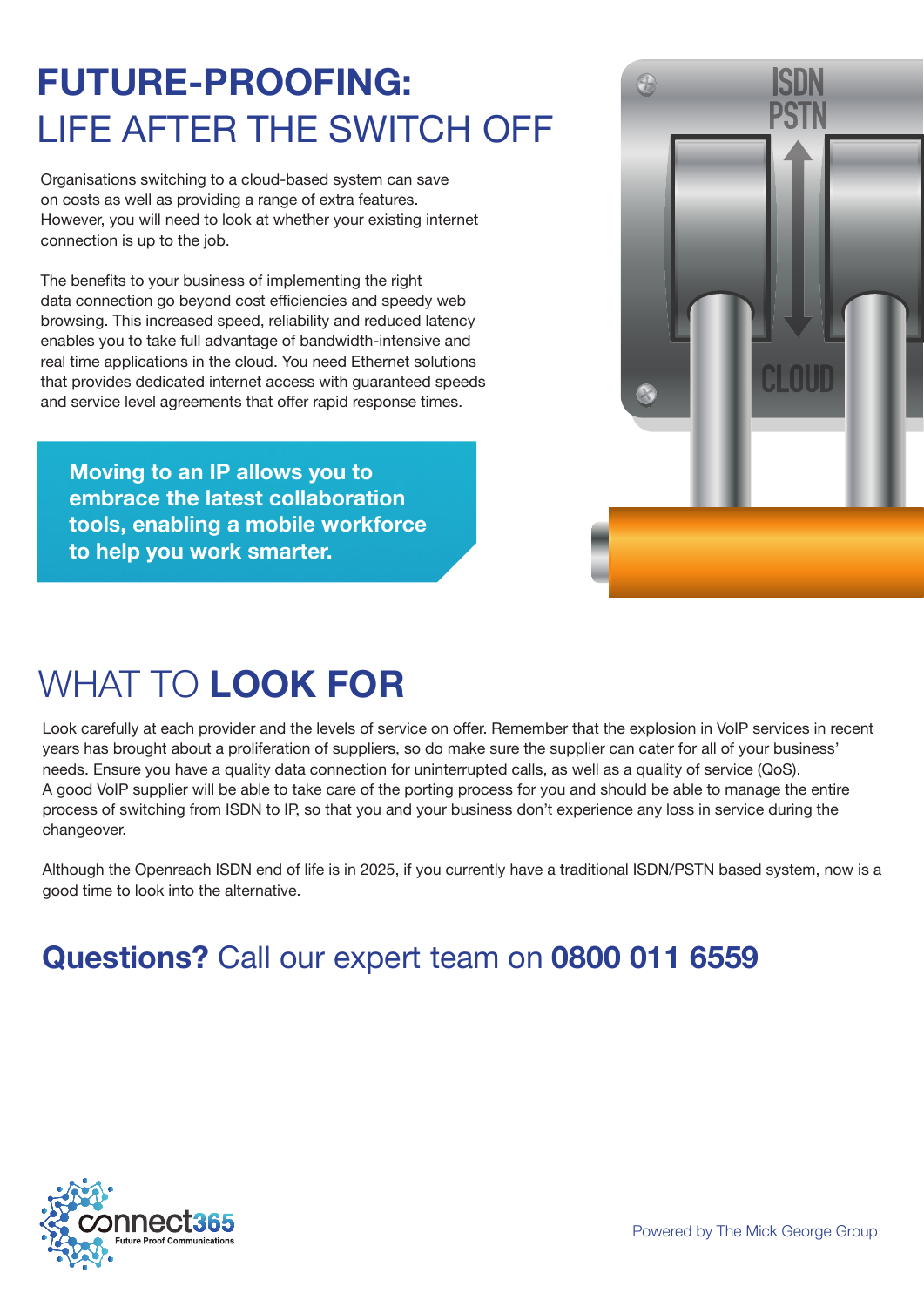# **FUTURE-PROOFING:** LIFE AFTER THE SWITCH OFF

Organisations switching to a cloud-based system can save on costs as well as providing a range of extra features. However, you will need to look at whether your existing internet connection is up to the job.

The benefits to your business of implementing the right data connection go beyond cost efficiencies and speedy web browsing. This increased speed, reliability and reduced latency enables you to take full advantage of bandwidth-intensive and real time applications in the cloud. You need Ethernet solutions that provides dedicated internet access with guaranteed speeds and service level agreements that offer rapid response times.

**Moving to an IP allows you to embrace the latest collaboration tools, enabling a mobile workforce to help you work smarter.**

## WHAT TO **LOOK FOR**

Look carefully at each provider and the levels of service on offer. Remember that the explosion in VoIP services in recent years has brought about a proliferation of suppliers, so do make sure the supplier can cater for all of your business' needs. Ensure you have a quality data connection for uninterrupted calls, as well as a quality of service (QoS). A good VoIP supplier will be able to take care of the porting process for you and should be able to manage the entire process of switching from ISDN to IP, so that you and your business don't experience any loss in service during the changeover.

Although the Openreach ISDN end of life is in 2025, if you currently have a traditional ISDN/PSTN based system, now is a good time to look into the alternative.

## **Questions?** Call our expert team on **0800 011 6559**

connect365 Future Proof Communications

Powered by The Mick George Group